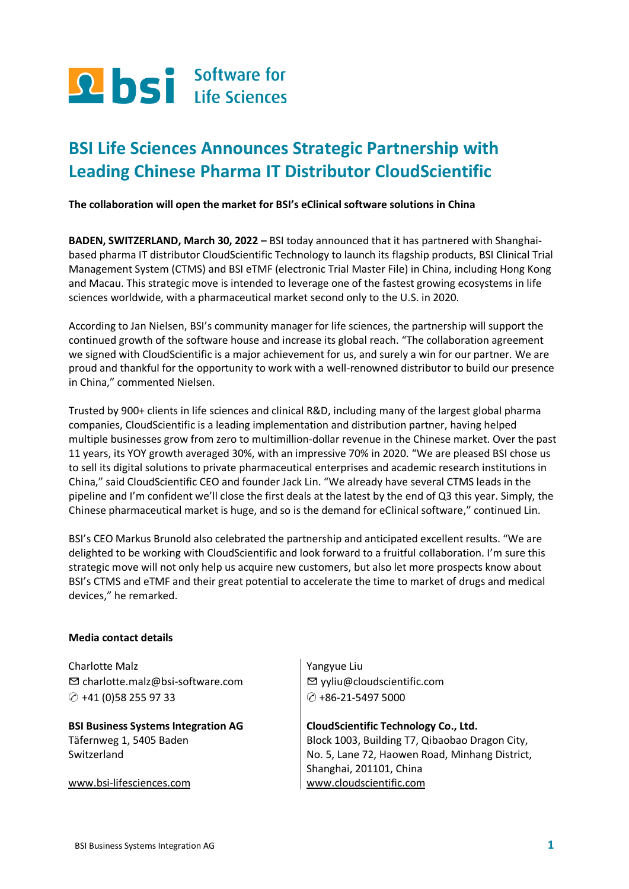# BSI Life Sciences Announces Strategic Partnership with Leading Chinese Pharma IT Distributor CloudScientific

**The collaboration will open the market for BSI's eClinical software solutions in China**

**BADEN, SWITZERLAND, March 30, 2022 –** BSI today announced that it has partnered with Shanghai-based pharma IT distributor CloudScientific Technology to launch its flagship products, BSI Clinical Trial Management System (CTMS) and BSI eTMF (electronic Trial Master File) in China, including Hong Kong and Macau. This strategic move is intended to leverage one of the fastest growing ecosystems in life sciences worldwide, with a pharmaceutical market second only to the U.S. in 2020.

According to Jan Nielsen, BSI's community manager for life sciences, the partnership will support the continued growth of the software house and increase its global reach. "The collaboration agreement we signed with CloudScientific is a major achievement for us, and surely a win for our partner. We are proud and thankful for the opportunity to work with a well-renowned distributor to build our presence in China," commented Nielsen.

Trusted by 900+ clients in life sciences and clinical R&D, including many of the largest global pharma companies, CloudScientific is a leading implementation and distribution partner, having helped multiple businesses grow from zero to multimillion-dollar revenue in the Chinese market. Over the past 11 years, its YOY growth averaged 30%, with an impressive 70% in 2020. "We are pleased BSI chose us to sell its digital solutions to private pharmaceutical enterprises and academic research institutions in China," said CloudScientific CEO and founder Jack Lin. "We already have several CTMS leads in the pipeline and I'm confident we'll close the first deals at the latest by the end of Q3 this year. Simply, the Chinese pharmaceutical market is huge, and so is the demand for eClinical software," continued Lin.

BSI's CEO Markus Brunold also celebrated the partnership and anticipated excellent results. "We are delighted to be working with CloudScientific and look forward to a fruitful collaboration. I'm sure this strategic move will not only help us acquire new customers, but also let more prospects know about BSI's CTMS and eTMF and their great potential to accelerate the time to market of drugs and medical devices," he remarked.

**Media contact details**

Charlotte Malz
✉ charlotte.malz@bsi-software.com
✆ +41 (0)58 255 97 33

**BSI Business Systems Integration AG**
Täfernweg 1, 5405 Baden
Switzerland

www.bsi-lifesciences.com

Yangyue Liu
✉ yyliu@cloudscientific.com
✆ +86-21-5497 5000

**CloudScientific Technology Co., Ltd.**
Block 1003, Building T7, Qibaobao Dragon City,
No. 5, Lane 72, Haowen Road, Minhang District,
Shanghai, 201101, China
www.cloudscientific.com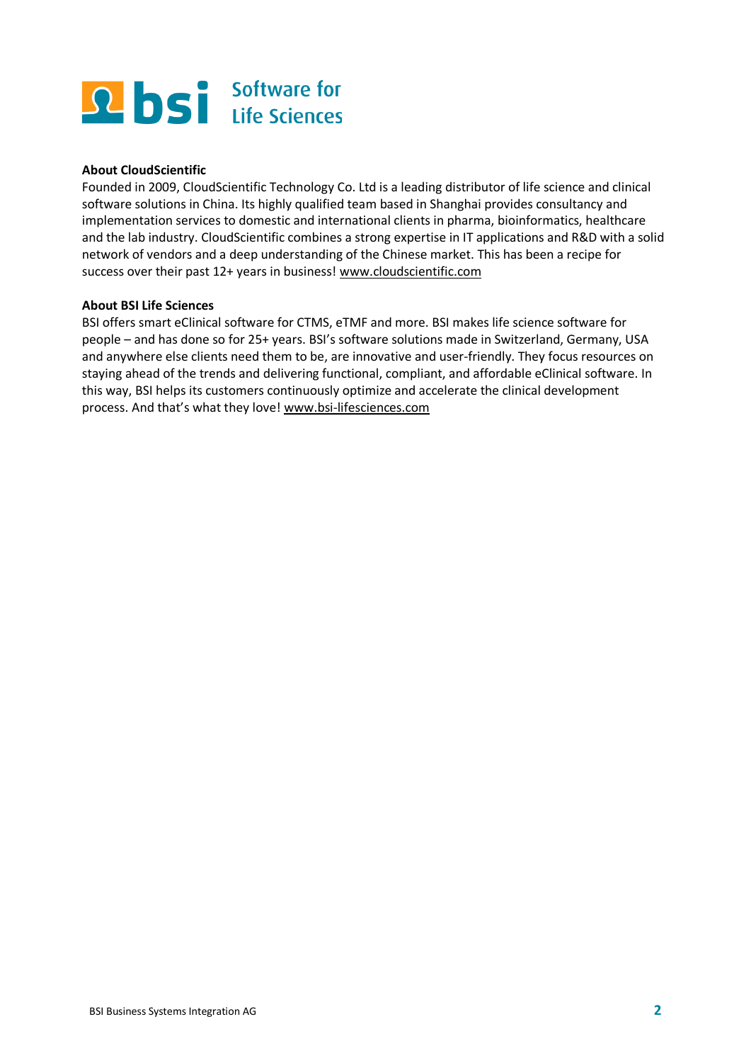**About CloudScientific**

Founded in 2009, CloudScientific Technology Co. Ltd is a leading distributor of life science and clinical software solutions in China. Its highly qualified team based in Shanghai provides consultancy and implementation services to domestic and international clients in pharma, bioinformatics, healthcare and the lab industry. CloudScientific combines a strong expertise in IT applications and R&D with a solid network of vendors and a deep understanding of the Chinese market. This has been a recipe for success over their past 12+ years in business! www.cloudscientific.com

**About BSI Life Sciences**

BSI offers smart eClinical software for CTMS, eTMF and more. BSI makes life science software for people – and has done so for 25+ years. BSI's software solutions made in Switzerland, Germany, USA and anywhere else clients need them to be, are innovative and user-friendly. They focus resources on staying ahead of the trends and delivering functional, compliant, and affordable eClinical software. In this way, BSI helps its customers continuously optimize and accelerate the clinical development process. And that's what they love! www.bsi-lifesciences.com